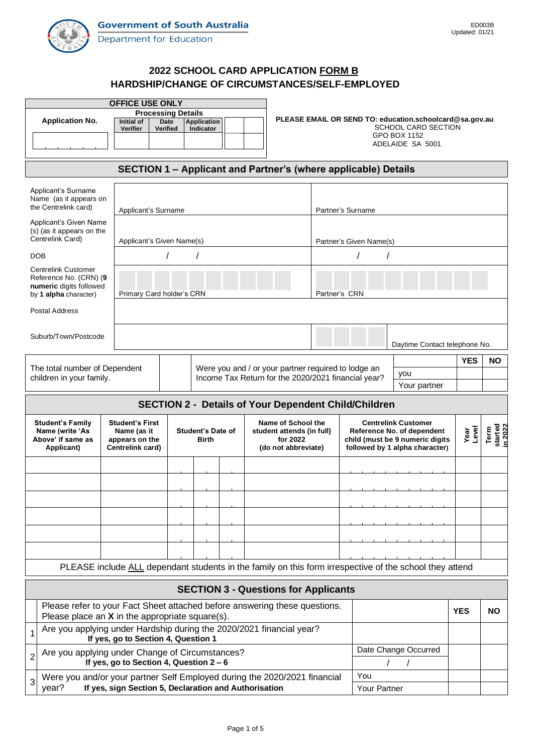Government of South Australia
Department for Education

ED003B
Updated: 01/21

# 2022 SCHOOL CARD APPLICATION FORM B
# HARDSHIP/CHANGE OF CIRCUMSTANCES/SELF-EMPLOYED

| OFFICE USE ONLY | | | | | |
|---|---|---|---|---|---|
| Application No. | Processing Details | | | | |
| | Initial of Verifier | Date Verified | Application Indicator | | |
| | | | | | |

**PLEASE EMAIL OR SEND TO: education.schoolcard@sa.gov.au**
SCHOOL CARD SECTION
GPO BOX 1152
ADELAIDE SA 5001

## SECTION 1 – Applicant and Partner's (where applicable) Details

| | | |
|---|---|---|
| Applicant's Surname Name (as it appears on the Centrelink card) | Applicant's Surname | Partner's Surname |
| Applicant's Given Name (s) (as it appears on the Centrelink Card) | Applicant's Given Name(s) | Partner's Given Name(s) |
| DOB | / / | / / |
| Centrelink Customer Reference No. (CRN) (**9 numeric** digits followed by **1 alpha** character) | Primary Card holder's CRN | Partner's CRN |
| Postal Address | | |
| Suburb/Town/Postcode | | Daytime Contact telephone No. |

| The total number of Dependent children in your family. | | Were you and / or your partner required to lodge an Income Tax Return for the 2020/2021 financial year? | | YES | NO |
|---|---|---|---|---|---|
| | | | you | | |
| | | | Your partner | | |

## SECTION 2 - Details of Your Dependent Child/Children

| Student's Family Name (write 'As Above' if same as Applicant) | Student's First Name (as it appears on the Centrelink card) | Student's Date of Birth | Name of School the student attends (in full) for 2022 (do not abbreviate) | Centrelink Customer Reference No. of dependent child (must be 9 numeric digits followed by 1 alpha character) | Year Level | Term started in 2022 |
|---|---|---|---|---|---|---|
| | | | | | | |
| | | | | | | |
| | | | | | | |
| | | | | | | |
| | | | | | | |
| | | | | | | |

PLEASE include ALL dependant students in the family on this form irrespective of the school they attend

## SECTION 3 - Questions for Applicants

| | Please refer to your Fact Sheet attached before answering these questions. Please place an **X** in the appropriate square(s). | | YES | NO |
|---|---|---|---|---|
| 1 | Are you applying under Hardship during the 2020/2021 financial year? **If yes, go to Section 4, Question 1** | | | |
| 2 | Are you applying under Change of Circumstances? **If yes, go to Section 4, Question 2 – 6** | Date Change Occurred / / | | |
| 3 | Were you and/or your partner Self Employed during the 2020/2021 financial year? **If yes, sign Section 5, Declaration and Authorisation** | You | | |
| | | Your Partner | | |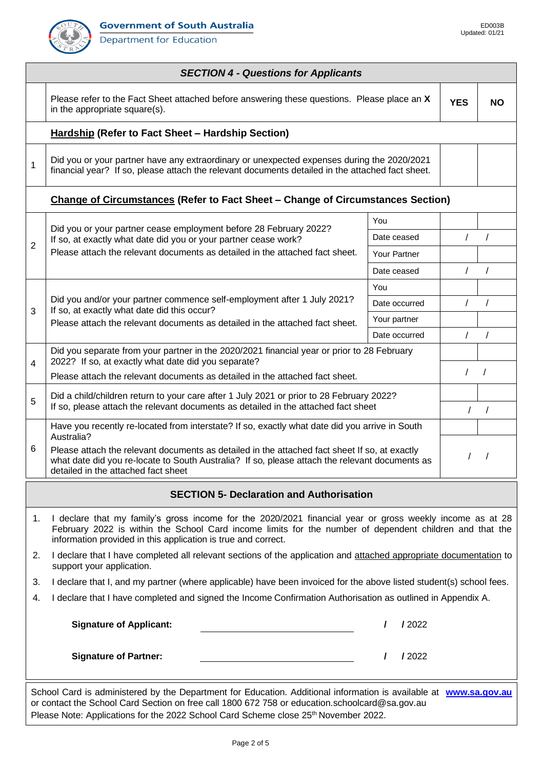## SECTION 4 - Questions for Applicants

| | Please refer to the Fact Sheet attached before answering these questions. Please place an **X** in the appropriate square(s). | | **YES** | **NO** |
|---|---|---|---|---|
| | **Hardship (Refer to Fact Sheet – Hardship Section)** | | | |
| 1 | Did you or your partner have any extraordinary or unexpected expenses during the 2020/2021 financial year? If so, please attach the relevant documents detailed in the attached fact sheet. | | | |
| | **Change of Circumstances (Refer to Fact Sheet – Change of Circumstances Section)** | | | |
| 2 | Did you or your partner cease employment before 28 February 2022? If so, at exactly what date did you or your partner cease work? Please attach the relevant documents as detailed in the attached fact sheet. | You | | |
| | | Date ceased | / / | |
| | | Your Partner | | |
| | | Date ceased | / / | |
| 3 | Did you and/or your partner commence self-employment after 1 July 2021? If so, at exactly what date did this occur? Please attach the relevant documents as detailed in the attached fact sheet. | You | | |
| | | Date occurred | / / | |
| | | Your partner | | |
| | | Date occurred | / / | |
| 4 | Did you separate from your partner in the 2020/2021 financial year or prior to 28 February 2022? If so, at exactly what date did you separate? Please attach the relevant documents as detailed in the attached fact sheet. | | | |
| | | | / / | |
| 5 | Did a child/children return to your care after 1 July 2021 or prior to 28 February 2022? If so, please attach the relevant documents as detailed in the attached fact sheet | | | |
| | | | / / | |
| 6 | Have you recently re-located from interstate? If so, exactly what date did you arrive in South Australia? Please attach the relevant documents as detailed in the attached fact sheet If so, at exactly what date did you re-locate to South Australia? If so, please attach the relevant documents as detailed in the attached fact sheet | | | |
| | | | / / | |

## SECTION 5- Declaration and Authorisation

1. I declare that my family's gross income for the 2020/2021 financial year or gross weekly income as at 28 February 2022 is within the School Card income limits for the number of dependent children and that the information provided in this application is true and correct.
2. I declare that I have completed all relevant sections of the application and attached appropriate documentation to support your application.
3. I declare that I, and my partner (where applicable) have been invoiced for the above listed student(s) school fees.
4. I declare that I have completed and signed the Income Confirmation Authorisation as outlined in Appendix A.

**Signature of Applicant:** ______________________ / /2022

**Signature of Partner:** ______________________ / /2022

School Card is administered by the Department for Education. Additional information is available at **www.sa.gov.au** or contact the School Card Section on free call 1800 672 758 or education.schoolcard@sa.gov.au
Please Note: Applications for the 2022 School Card Scheme close 25th November 2022.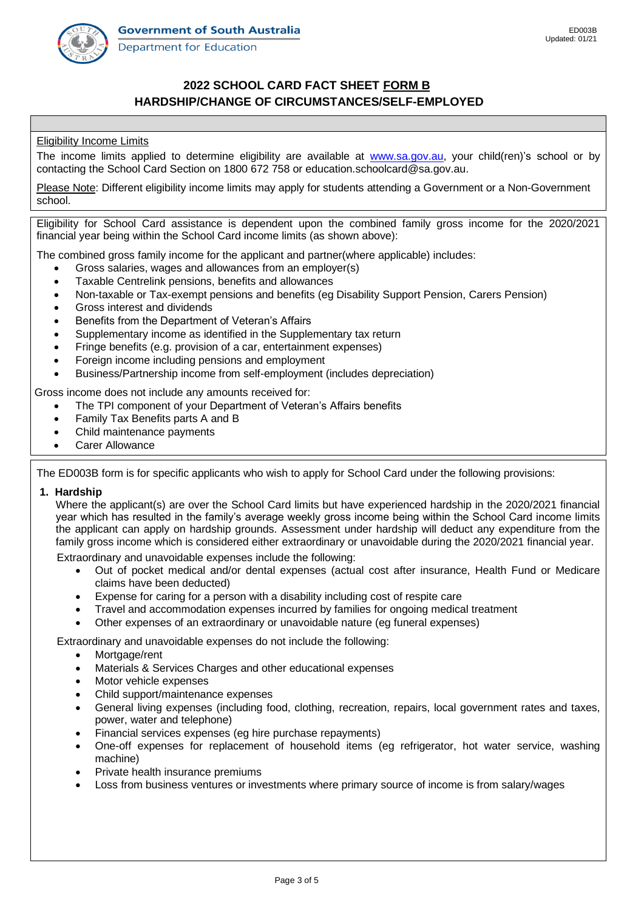**Government of South Australia**
Department for Education

ED003B
Updated: 01/21

# 2022 SCHOOL CARD FACT SHEET FORM B
## HARDSHIP/CHANGE OF CIRCUMSTANCES/SELF-EMPLOYED

Eligibility Income Limits

The income limits applied to determine eligibility are available at www.sa.gov.au, your child(ren)'s school or by contacting the School Card Section on 1800 672 758 or education.schoolcard@sa.gov.au.

Please Note: Different eligibility income limits may apply for students attending a Government or a Non-Government school.

Eligibility for School Card assistance is dependent upon the combined family gross income for the 2020/2021 financial year being within the School Card income limits (as shown above):

The combined gross family income for the applicant and partner(where applicable) includes:

- Gross salaries, wages and allowances from an employer(s)
- Taxable Centrelink pensions, benefits and allowances
- Non-taxable or Tax-exempt pensions and benefits (eg Disability Support Pension, Carers Pension)
- Gross interest and dividends
- Benefits from the Department of Veteran's Affairs
- Supplementary income as identified in the Supplementary tax return
- Fringe benefits (e.g. provision of a car, entertainment expenses)
- Foreign income including pensions and employment
- Business/Partnership income from self-employment (includes depreciation)

Gross income does not include any amounts received for:

- The TPI component of your Department of Veteran's Affairs benefits
- Family Tax Benefits parts A and B
- Child maintenance payments
- Carer Allowance

The ED003B form is for specific applicants who wish to apply for School Card under the following provisions:

**1. Hardship**

Where the applicant(s) are over the School Card limits but have experienced hardship in the 2020/2021 financial year which has resulted in the family's average weekly gross income being within the School Card income limits the applicant can apply on hardship grounds. Assessment under hardship will deduct any expenditure from the family gross income which is considered either extraordinary or unavoidable during the 2020/2021 financial year.

Extraordinary and unavoidable expenses include the following:

- Out of pocket medical and/or dental expenses (actual cost after insurance, Health Fund or Medicare claims have been deducted)
- Expense for caring for a person with a disability including cost of respite care
- Travel and accommodation expenses incurred by families for ongoing medical treatment
- Other expenses of an extraordinary or unavoidable nature (eg funeral expenses)

Extraordinary and unavoidable expenses do not include the following:

- Mortgage/rent
- Materials & Services Charges and other educational expenses
- Motor vehicle expenses
- Child support/maintenance expenses
- General living expenses (including food, clothing, recreation, repairs, local government rates and taxes, power, water and telephone)
- Financial services expenses (eg hire purchase repayments)
- One-off expenses for replacement of household items (eg refrigerator, hot water service, washing machine)
- Private health insurance premiums
- Loss from business ventures or investments where primary source of income is from salary/wages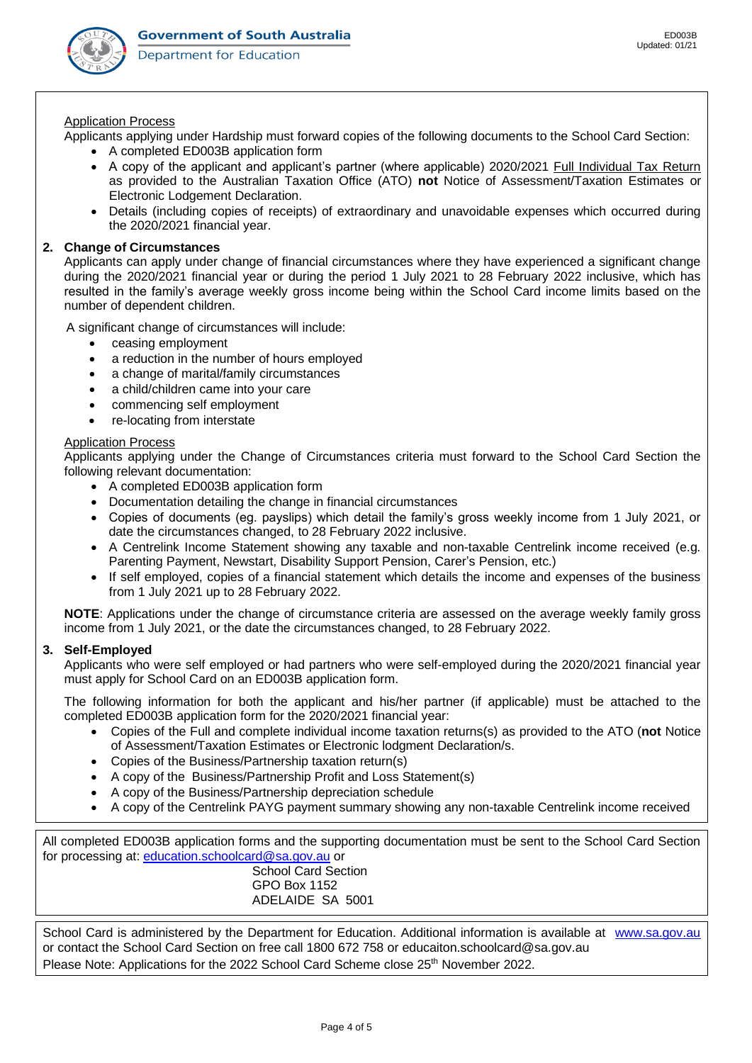Application Process

Applicants applying under Hardship must forward copies of the following documents to the School Card Section:

- A completed ED003B application form
- A copy of the applicant and applicant's partner (where applicable) 2020/2021 Full Individual Tax Return as provided to the Australian Taxation Office (ATO) **not** Notice of Assessment/Taxation Estimates or Electronic Lodgement Declaration.
- Details (including copies of receipts) of extraordinary and unavoidable expenses which occurred during the 2020/2021 financial year.

**2. Change of Circumstances**

Applicants can apply under change of financial circumstances where they have experienced a significant change during the 2020/2021 financial year or during the period 1 July 2021 to 28 February 2022 inclusive, which has resulted in the family's average weekly gross income being within the School Card income limits based on the number of dependent children.

A significant change of circumstances will include:

- ceasing employment
- a reduction in the number of hours employed
- a change of marital/family circumstances
- a child/children came into your care
- commencing self employment
- re-locating from interstate

Application Process

Applicants applying under the Change of Circumstances criteria must forward to the School Card Section the following relevant documentation:

- A completed ED003B application form
- Documentation detailing the change in financial circumstances
- Copies of documents (eg. payslips) which detail the family's gross weekly income from 1 July 2021, or date the circumstances changed, to 28 February 2022 inclusive.
- A Centrelink Income Statement showing any taxable and non-taxable Centrelink income received (e.g. Parenting Payment, Newstart, Disability Support Pension, Carer's Pension, etc.)
- If self employed, copies of a financial statement which details the income and expenses of the business from 1 July 2021 up to 28 February 2022.

**NOTE**: Applications under the change of circumstance criteria are assessed on the average weekly family gross income from 1 July 2021, or the date the circumstances changed, to 28 February 2022.

**3. Self-Employed**

Applicants who were self employed or had partners who were self-employed during the 2020/2021 financial year must apply for School Card on an ED003B application form.

The following information for both the applicant and his/her partner (if applicable) must be attached to the completed ED003B application form for the 2020/2021 financial year:

- Copies of the Full and complete individual income taxation returns(s) as provided to the ATO (**not** Notice of Assessment/Taxation Estimates or Electronic lodgment Declaration/s.
- Copies of the Business/Partnership taxation return(s)
- A copy of the Business/Partnership Profit and Loss Statement(s)
- A copy of the Business/Partnership depreciation schedule
- A copy of the Centrelink PAYG payment summary showing any non-taxable Centrelink income received

All completed ED003B application forms and the supporting documentation must be sent to the School Card Section for processing at: education.schoolcard@sa.gov.au or

School Card Section
GPO Box 1152
ADELAIDE SA 5001

School Card is administered by the Department for Education. Additional information is available at www.sa.gov.au or contact the School Card Section on free call 1800 672 758 or educaiton.schoolcard@sa.gov.au

Please Note: Applications for the 2022 School Card Scheme close 25th November 2022.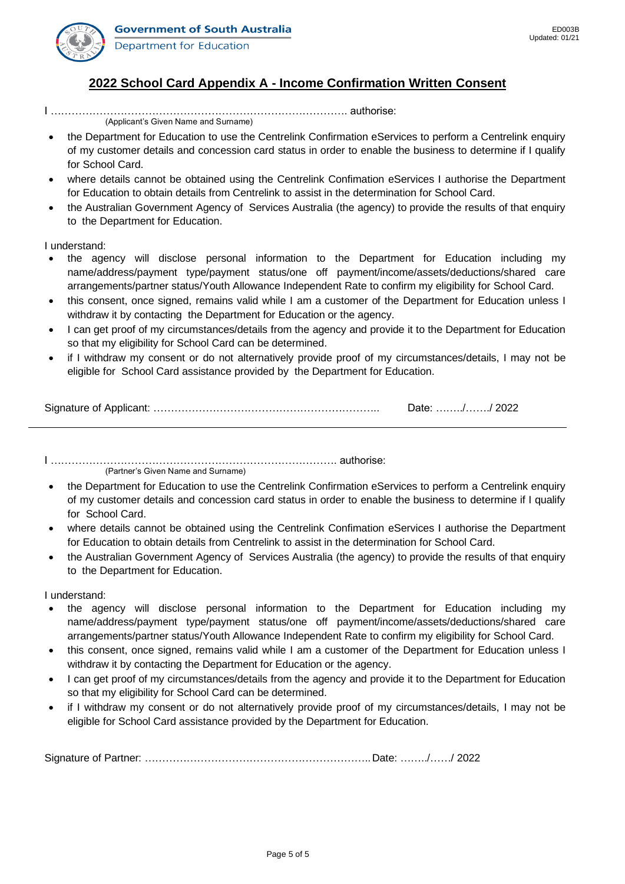## 2022 School Card Appendix A - Income Confirmation Written Consent

I …………………………………………………………………………. authorise:
(Applicant's Given Name and Surname)

- the Department for Education to use the Centrelink Confirmation eServices to perform a Centrelink enquiry of my customer details and concession card status in order to enable the business to determine if I qualify for School Card.
- where details cannot be obtained using the Centrelink Confimation eServices I authorise the Department for Education to obtain details from Centrelink to assist in the determination for School Card.
- the Australian Government Agency of Services Australia (the agency) to provide the results of that enquiry to the Department for Education.

I understand:

- the agency will disclose personal information to the Department for Education including my name/address/payment type/payment status/one off payment/income/assets/deductions/shared care arrangements/partner status/Youth Allowance Independent Rate to confirm my eligibility for School Card.
- this consent, once signed, remains valid while I am a customer of the Department for Education unless I withdraw it by contacting the Department for Education or the agency.
- I can get proof of my circumstances/details from the agency and provide it to the Department for Education so that my eligibility for School Card can be determined.
- if I withdraw my consent or do not alternatively provide proof of my circumstances/details, I may not be eligible for School Card assistance provided by the Department for Education.

Signature of Applicant: ……………………………………………………….. Date: ……../……./ 2022

---

I ………………………………………………………………………. authorise:
(Partner's Given Name and Surname)

- the Department for Education to use the Centrelink Confirmation eServices to perform a Centrelink enquiry of my customer details and concession card status in order to enable the business to determine if I qualify for School Card.
- where details cannot be obtained using the Centrelink Confimation eServices I authorise the Department for Education to obtain details from Centrelink to assist in the determination for School Card.
- the Australian Government Agency of Services Australia (the agency) to provide the results of that enquiry to the Department for Education.

I understand:

- the agency will disclose personal information to the Department for Education including my name/address/payment type/payment status/one off payment/income/assets/deductions/shared care arrangements/partner status/Youth Allowance Independent Rate to confirm my eligibility for School Card.
- this consent, once signed, remains valid while I am a customer of the Department for Education unless I withdraw it by contacting the Department for Education or the agency.
- I can get proof of my circumstances/details from the agency and provide it to the Department for Education so that my eligibility for School Card can be determined.
- if I withdraw my consent or do not alternatively provide proof of my circumstances/details, I may not be eligible for School Card assistance provided by the Department for Education.

Signature of Partner: ………………………………………………………. Date: ……../……/ 2022